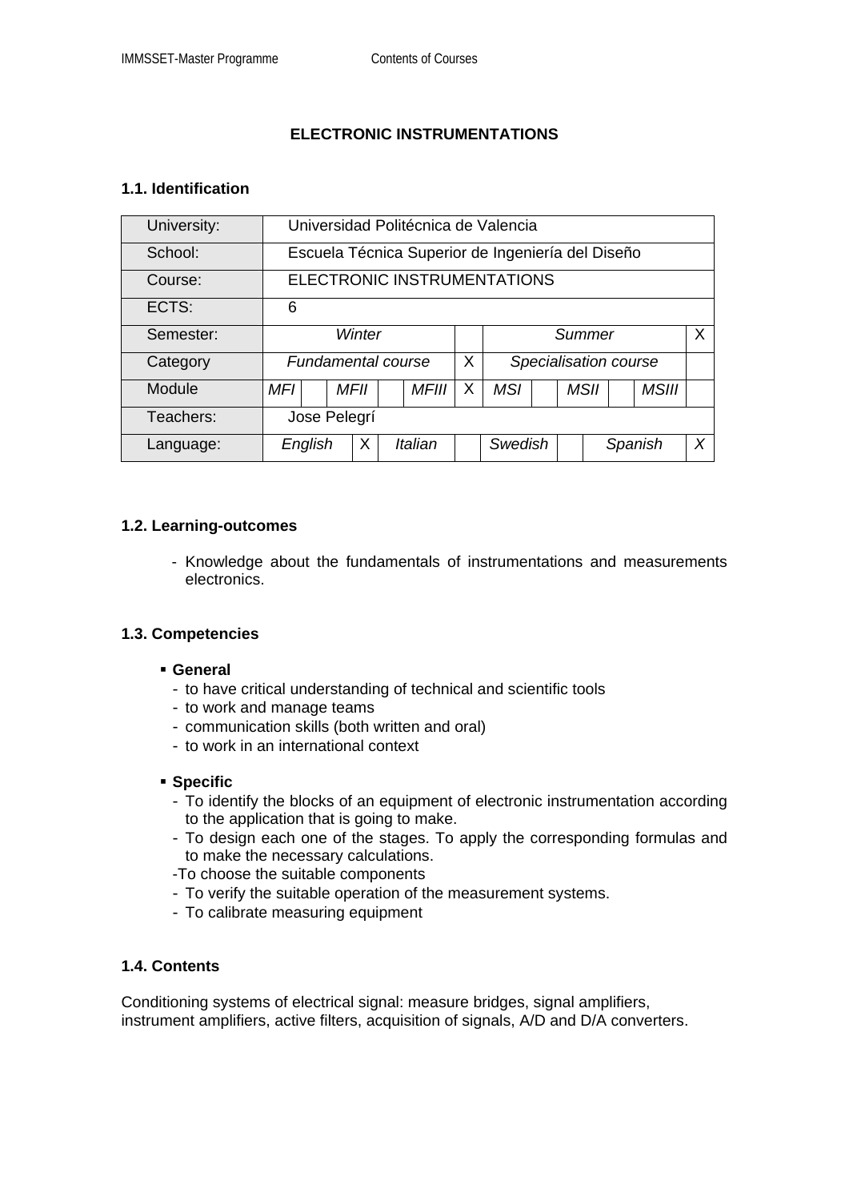**ELECTRONIC INSTRUMENTATIONS**

### 1.1. Identification

| University: | Universidad Politécnica de Valencia | | | | | | | | | | | |
|---|---|---|---|---|---|---|---|---|---|---|---|---|
| School: | Escuela Técnica Superior de Ingeniería del Diseño | | | | | | | | | | | |
| Course: | ELECTRONIC INSTRUMENTATIONS | | | | | | | | | | | |
| ECTS: | 6 | | | | | | | | | | | |
| Semester: | *Winter* | | | | | | *Summer* | | | | | X |
| Category | *Fundamental course* | | | | | X | *Specialisation course* | | | | | |
| Module | *MFI* | | *MFII* | | *MFIII* | X | *MSI* | | *MSII* | | *MSIII* | |
| Teachers: | Jose Pelegrí | | | | | | | | | | | |
| Language: | *English* | X | *Italian* | | | | *Swedish* | | *Spanish* | | | *X* |

### 1.2. Learning-outcomes

- Knowledge about the fundamentals of instrumentations and measurements electronics.

### 1.3. Competencies

- **General**
  - to have critical understanding of technical and scientific tools
  - to work and manage teams
  - communication skills (both written and oral)
  - to work in an international context

- **Specific**
  - To identify the blocks of an equipment of electronic instrumentation according to the application that is going to make.
  - To design each one of the stages. To apply the corresponding formulas and to make the necessary calculations.
  - To choose the suitable components
  - To verify the suitable operation of the measurement systems.
  - To calibrate measuring equipment

### 1.4. Contents

Conditioning systems of electrical signal: measure bridges, signal amplifiers, instrument amplifiers, active filters, acquisition of signals, A/D and D/A converters.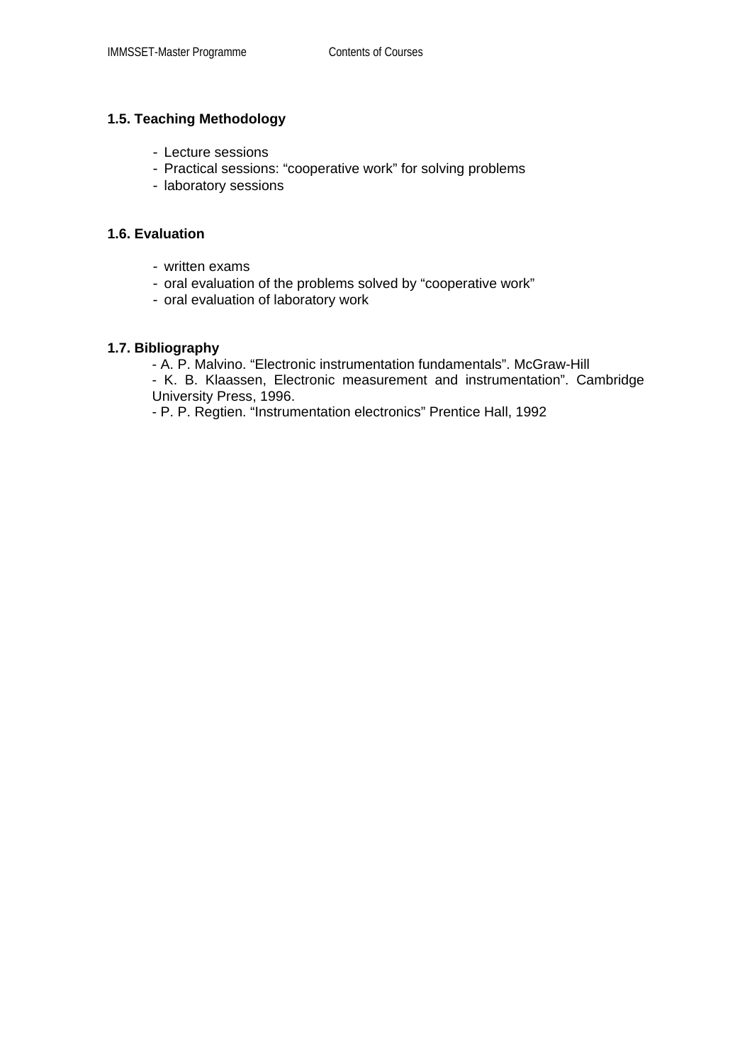### 1.5. Teaching Methodology

- Lecture sessions
- Practical sessions: “cooperative work” for solving problems
- laboratory sessions

### 1.6. Evaluation

- written exams
- oral evaluation of the problems solved by “cooperative work”
- oral evaluation of laboratory work

### 1.7. Bibliography

- A. P. Malvino. “Electronic instrumentation fundamentals”. McGraw-Hill
- K. B. Klaassen, Electronic measurement and instrumentation”. Cambridge University Press, 1996.
- P. P. Regtien. “Instrumentation electronics” Prentice Hall, 1992